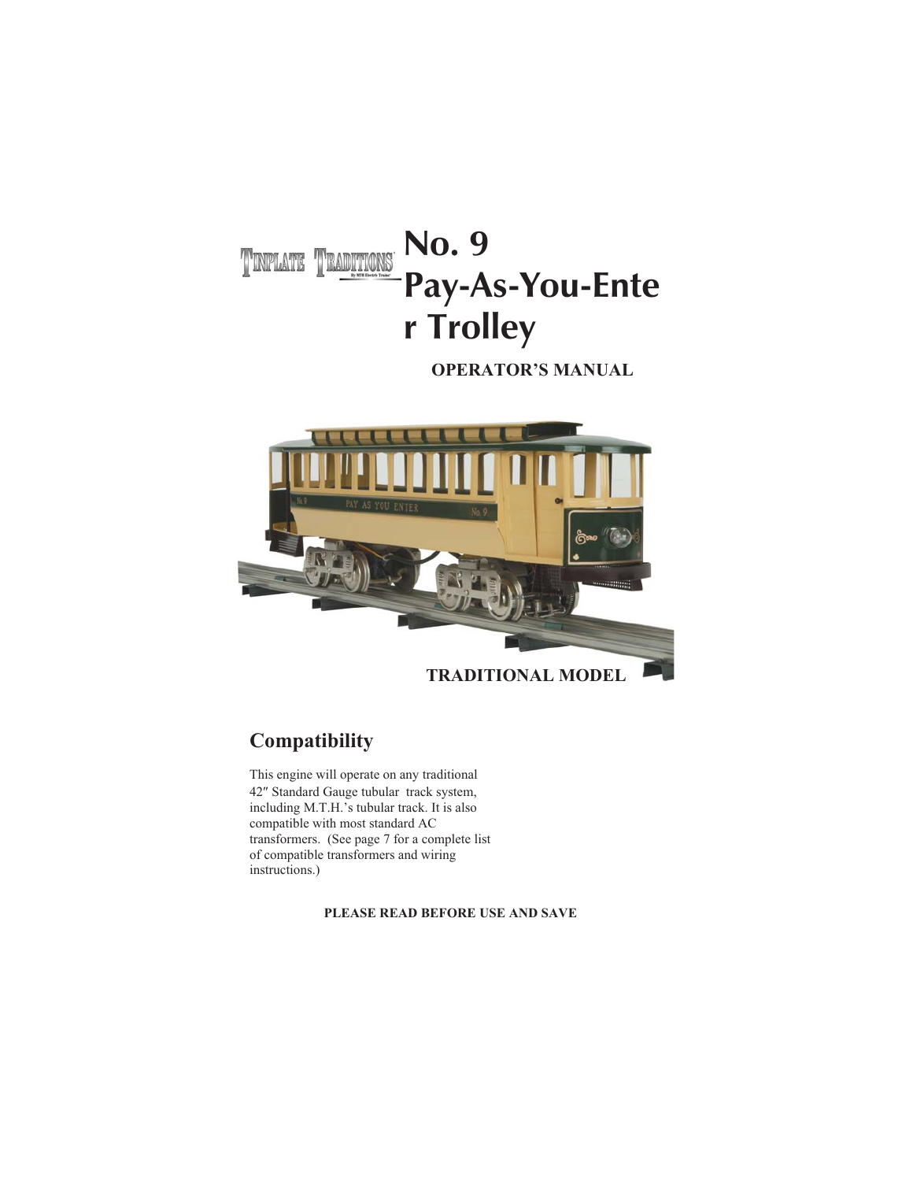TINPLATE TRADITIONS

By MTH Electric Trains

# No. 9 Pay-As-You-Enter Trolley

**OPERATOR'S MANUAL**

**TRADITIONAL MODEL**

## Compatibility

This engine will operate on any traditional 42″ Standard Gauge tubular track system, including M.T.H.'s tubular track. It is also compatible with most standard AC transformers. (See page 7 for a complete list of compatible transformers and wiring instructions.)

**PLEASE READ BEFORE USE AND SAVE**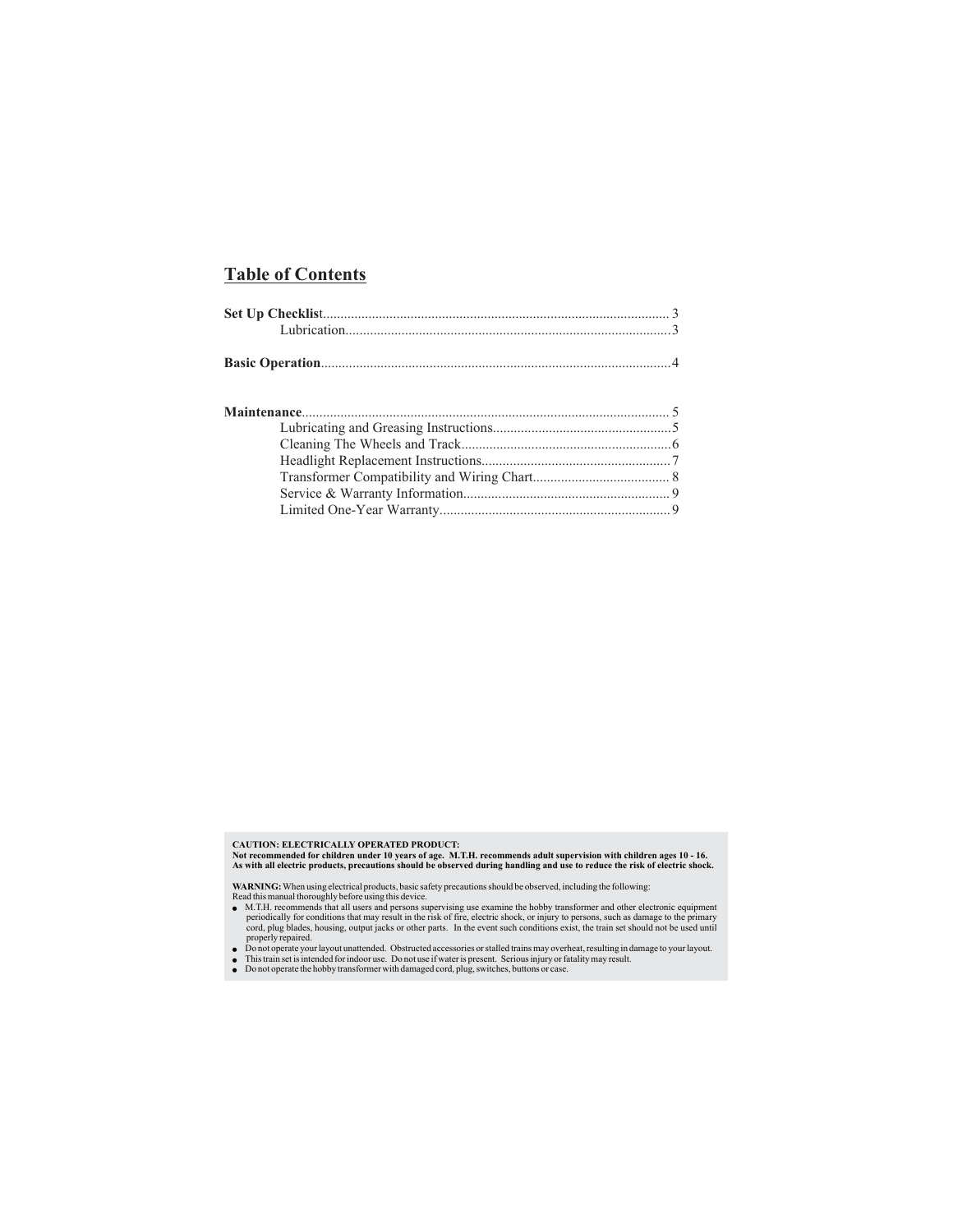## Table of Contents

**Set Up Checklist**.................................................................................................. 3
Lubrication............................................................................................3

**Basic Operation**...................................................................................................4

**Maintenance**....................................................................................................... 5
Lubricating and Greasing Instructions...................................................5
Cleaning The Wheels and Track............................................................6
Headlight Replacement Instructions......................................................7
Transformer Compatibility and Wiring Chart....................................... 8
Service & Warranty Information.......................................................... 9
Limited One-Year Warranty................................................................. 9

**CAUTION: ELECTRICALLY OPERATED PRODUCT:**
**Not recommended for children under 10 years of age. M.T.H. recommends adult supervision with children ages 10 - 16. As with all electric products, precautions should be observed during handling and use to reduce the risk of electric shock.**

**WARNING:** When using electrical products, basic safety precautions should be observed, including the following:
Read this manual thoroughly before using this device.

- M.T.H. recommends that all users and persons supervising use examine the hobby transformer and other electronic equipment periodically for conditions that may result in the risk of fire, electric shock, or injury to persons, such as damage to the primary cord, plug blades, housing, output jacks or other parts. In the event such conditions exist, the train set should not be used until properly repaired.
- Do not operate your layout unattended. Obstructed accessories or stalled trains may overheat, resulting in damage to your layout.
- This train set is intended for indoor use. Do not use if water is present. Serious injury or fatality may result.
- Do not operate the hobby transformer with damaged cord, plug, switches, buttons or case.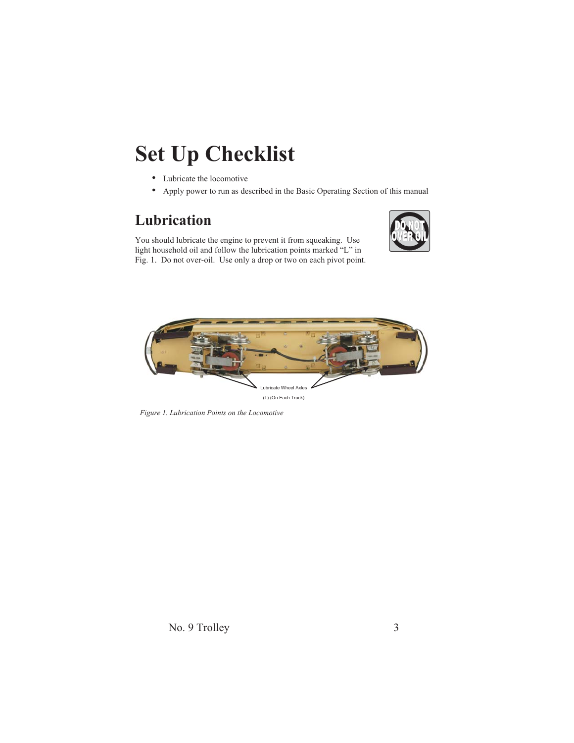# Set Up Checklist

- Lubricate the locomotive
- Apply power to run as described in the Basic Operating Section of this manual

## Lubrication

You should lubricate the engine to prevent it from squeaking. Use light household oil and follow the lubrication points marked "L" in Fig. 1. Do not over-oil. Use only a drop or two on each pivot point.

DO NOT OVER OIL

Lubricate Wheel Axles
(L) (On Each Truck)

*Figure 1. Lubrication Points on the Locomotive*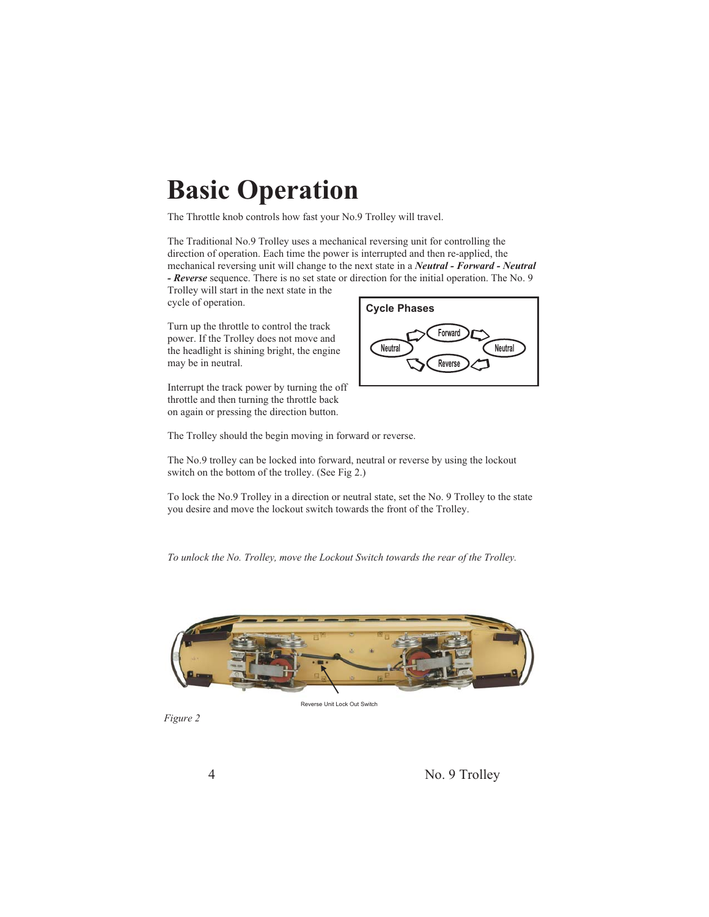# Basic Operation

The Throttle knob controls how fast your No.9 Trolley will travel.

The Traditional No.9 Trolley uses a mechanical reversing unit for controlling the direction of operation. Each time the power is interrupted and then re-applied, the mechanical reversing unit will change to the next state in a ***Neutral - Forward - Neutral - Reverse*** sequence. There is no set state or direction for the initial operation. The No. 9 Trolley will start in the next state in the cycle of operation.

**Cycle Phases**

Neutral → Forward → Neutral → Reverse → Neutral

Turn up the throttle to control the track power. If the Trolley does not move and the headlight is shining bright, the engine may be in neutral.

Interrupt the track power by turning the off throttle and then turning the throttle back on again or pressing the direction button.

The Trolley should the begin moving in forward or reverse.

The No.9 trolley can be locked into forward, neutral or reverse by using the lockout switch on the bottom of the trolley. (See Fig 2.)

To lock the No.9 Trolley in a direction or neutral state, set the No. 9 Trolley to the state you desire and move the lockout switch towards the front of the Trolley.

*To unlock the No. Trolley, move the Lockout Switch towards the rear of the Trolley.*

Reverse Unit Lock Out Switch

*Figure 2*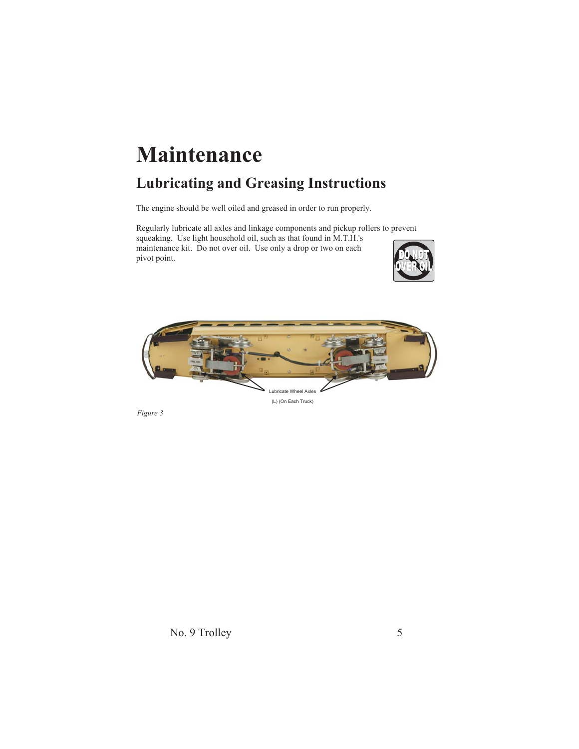# Maintenance

## Lubricating and Greasing Instructions

The engine should be well oiled and greased in order to run properly.

Regularly lubricate all axles and linkage components and pickup rollers to prevent squeaking. Use light household oil, such as that found in M.T.H.'s maintenance kit. Do not over oil. Use only a drop or two on each pivot point.

Lubricate Wheel Axles
(L) (On Each Truck)

*Figure 3*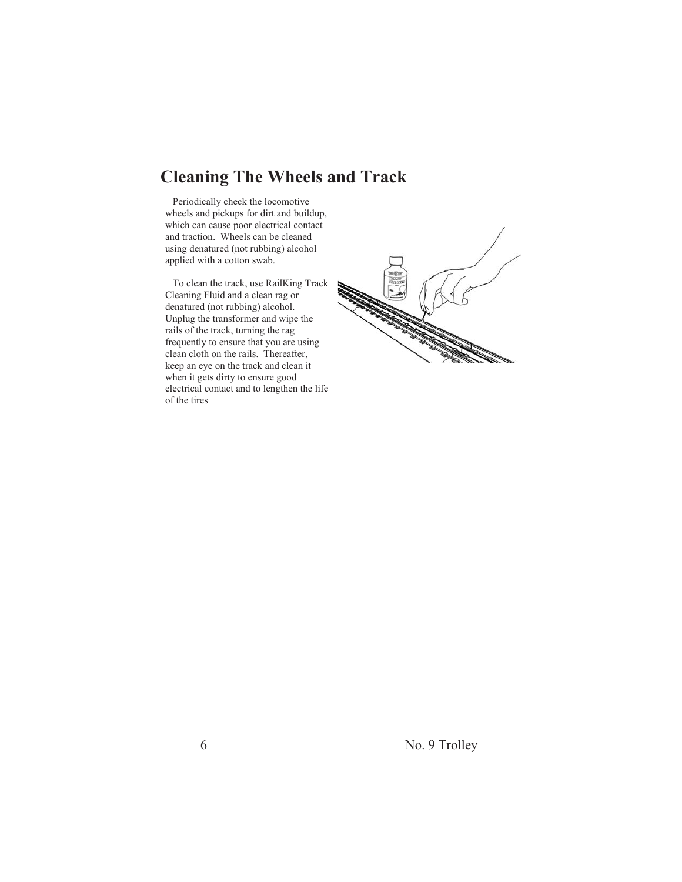# Cleaning The Wheels and Track

Periodically check the locomotive wheels and pickups for dirt and buildup, which can cause poor electrical contact and traction. Wheels can be cleaned using denatured (not rubbing) alcohol applied with a cotton swab.

To clean the track, use RailKing Track Cleaning Fluid and a clean rag or denatured (not rubbing) alcohol. Unplug the transformer and wipe the rails of the track, turning the rag frequently to ensure that you are using clean cloth on the rails. Thereafter, keep an eye on the track and clean it when it gets dirty to ensure good electrical contact and to lengthen the life of the tires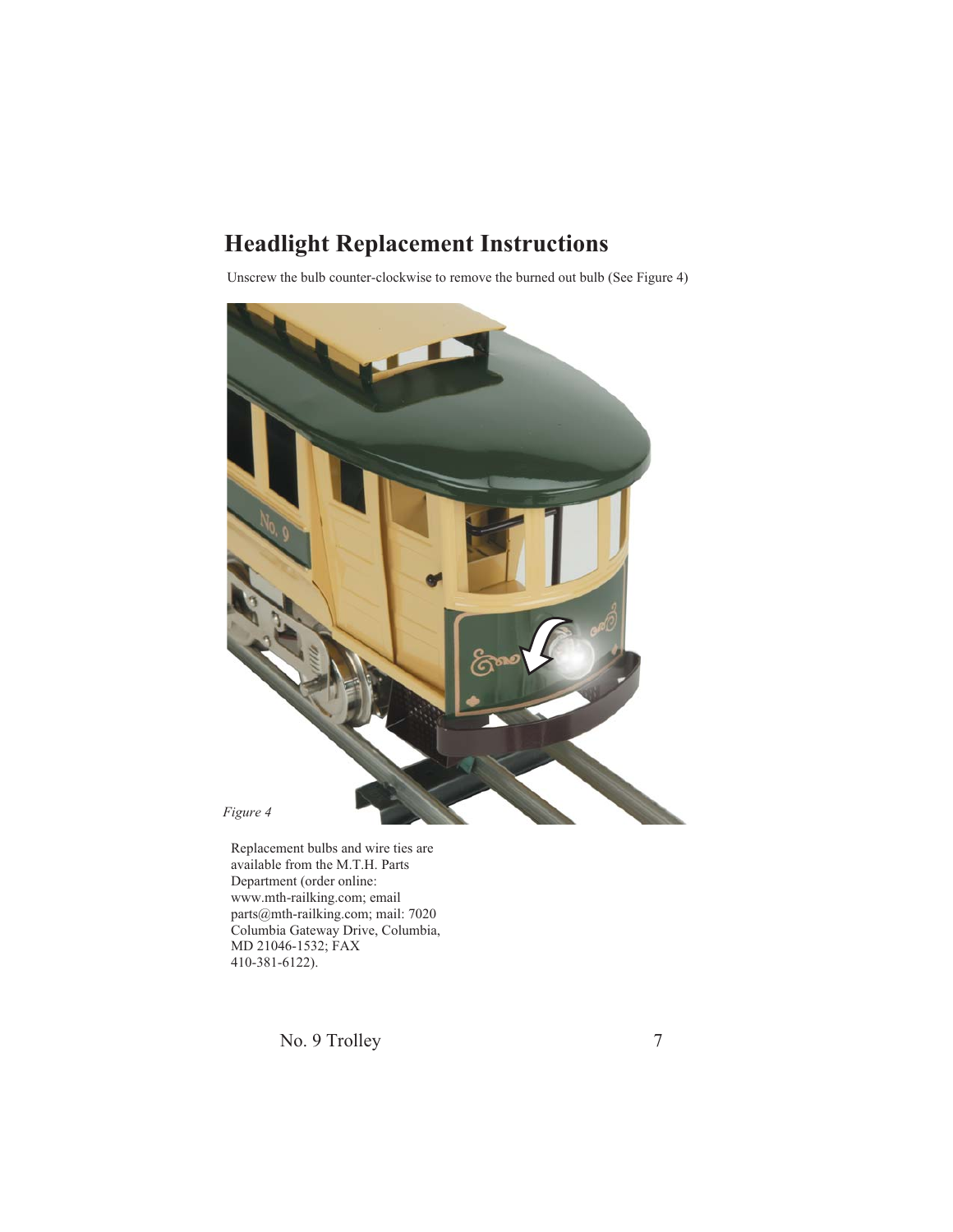# Headlight Replacement Instructions

Unscrew the bulb counter-clockwise to remove the burned out bulb (See Figure 4)

*Figure 4*

Replacement bulbs and wire ties are available from the M.T.H. Parts Department (order online: www.mth-railking.com; email parts@mth-railking.com; mail: 7020 Columbia Gateway Drive, Columbia, MD 21046-1532; FAX 410-381-6122).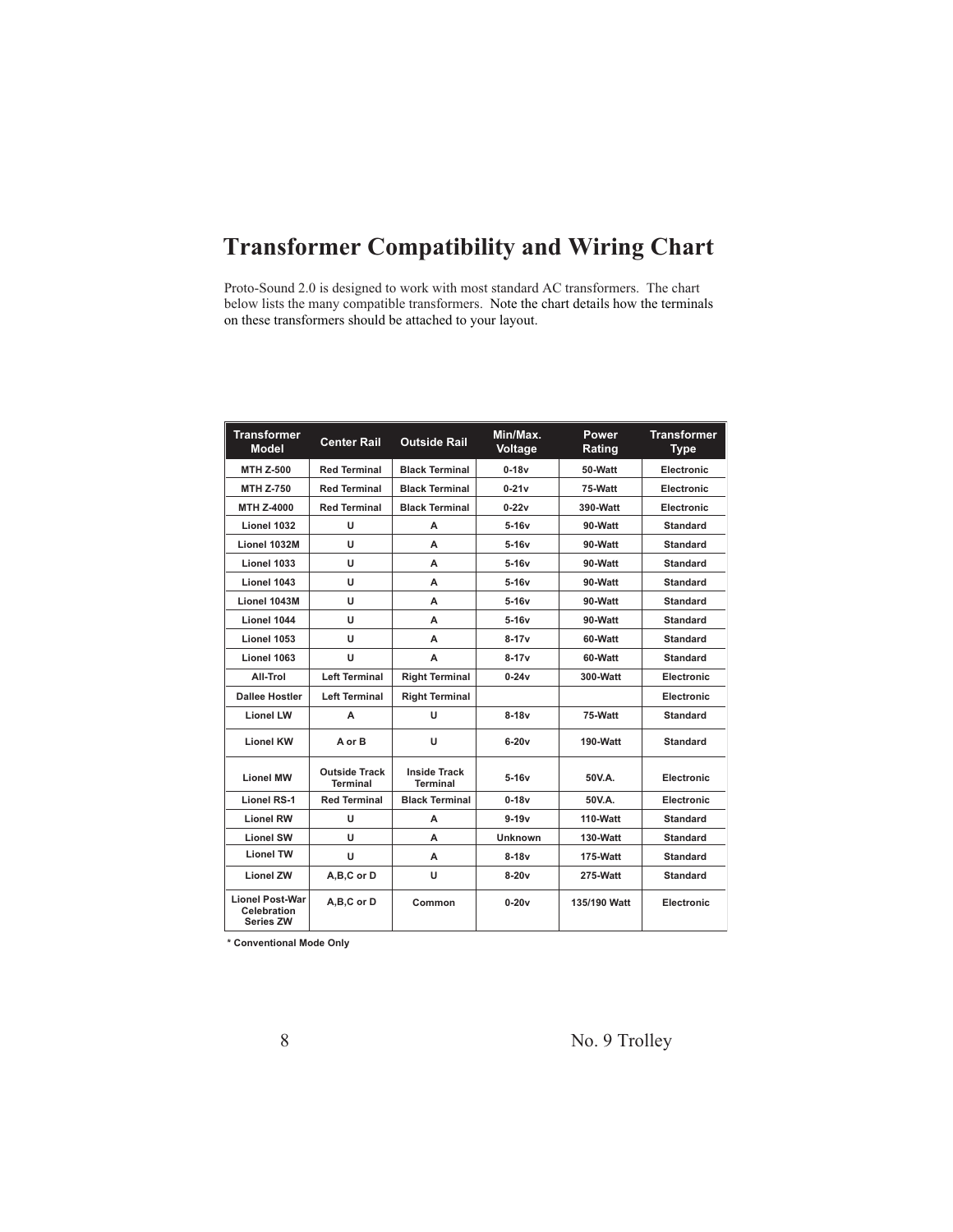# Transformer Compatibility and Wiring Chart

Proto-Sound 2.0 is designed to work with most standard AC transformers. The chart below lists the many compatible transformers. Note the chart details how the terminals on these transformers should be attached to your layout.

| Transformer Model | Center Rail | Outside Rail | Min/Max. Voltage | Power Rating | Transformer Type |
|---|---|---|---|---|---|
| MTH Z-500 | Red Terminal | Black Terminal | 0-18v | 50-Watt | Electronic |
| MTH Z-750 | Red Terminal | Black Terminal | 0-21v | 75-Watt | Electronic |
| MTH Z-4000 | Red Terminal | Black Terminal | 0-22v | 390-Watt | Electronic |
| Lionel 1032 | U | A | 5-16v | 90-Watt | Standard |
| Lionel 1032M | U | A | 5-16v | 90-Watt | Standard |
| Lionel 1033 | U | A | 5-16v | 90-Watt | Standard |
| Lionel 1043 | U | A | 5-16v | 90-Watt | Standard |
| Lionel 1043M | U | A | 5-16v | 90-Watt | Standard |
| Lionel 1044 | U | A | 5-16v | 90-Watt | Standard |
| Lionel 1053 | U | A | 8-17v | 60-Watt | Standard |
| Lionel 1063 | U | A | 8-17v | 60-Watt | Standard |
| All-Trol | Left Terminal | Right Terminal | 0-24v | 300-Watt | Electronic |
| Dallee Hostler | Left Terminal | Right Terminal | | | Electronic |
| Lionel LW | A | U | 8-18v | 75-Watt | Standard |
| Lionel KW | A or B | U | 6-20v | 190-Watt | Standard |
| Lionel MW | Outside Track Terminal | Inside Track Terminal | 5-16v | 50V.A. | Electronic |
| Lionel RS-1 | Red Terminal | Black Terminal | 0-18v | 50V.A. | Electronic |
| Lionel RW | U | A | 9-19v | 110-Watt | Standard |
| Lionel SW | U | A | Unknown | 130-Watt | Standard |
| Lionel TW | U | A | 8-18v | 175-Watt | Standard |
| Lionel ZW | A,B,C or D | U | 8-20v | 275-Watt | Standard |
| Lionel Post-War Celebration Series ZW | A,B,C or D | Common | 0-20v | 135/190 Watt | Electronic |

\* Conventional Mode Only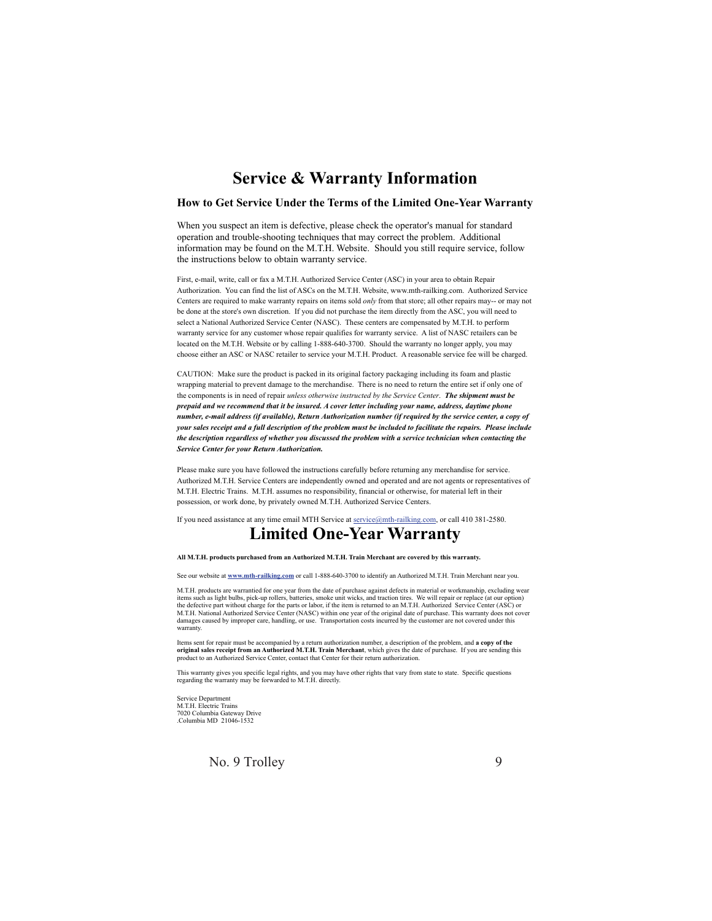# Service & Warranty Information

### How to Get Service Under the Terms of the Limited One-Year Warranty

When you suspect an item is defective, please check the operator's manual for standard operation and trouble-shooting techniques that may correct the problem. Additional information may be found on the M.T.H. Website. Should you still require service, follow the instructions below to obtain warranty service.

First, e-mail, write, call or fax a M.T.H. Authorized Service Center (ASC) in your area to obtain Repair Authorization. You can find the list of ASCs on the M.T.H. Website, www.mth-railking.com. Authorized Service Centers are required to make warranty repairs on items sold *only* from that store; all other repairs may-- or may not be done at the store's own discretion. If you did not purchase the item directly from the ASC, you will need to select a National Authorized Service Center (NASC). These centers are compensated by M.T.H. to perform warranty service for any customer whose repair qualifies for warranty service. A list of NASC retailers can be located on the M.T.H. Website or by calling 1-888-640-3700. Should the warranty no longer apply, you may choose either an ASC or NASC retailer to service your M.T.H. Product. A reasonable service fee will be charged.

CAUTION: Make sure the product is packed in its original factory packaging including its foam and plastic wrapping material to prevent damage to the merchandise. There is no need to return the entire set if only one of the components is in need of repair *unless otherwise instructed by the Service Center*. ***The shipment must be prepaid and we recommend that it be insured. A cover letter including your name, address, daytime phone number, e-mail address (if available), Return Authorization number (if required by the service center, a copy of your sales receipt and a full description of the problem must be included to facilitate the repairs. Please include the description regardless of whether you discussed the problem with a service technician when contacting the Service Center for your Return Authorization.***

Please make sure you have followed the instructions carefully before returning any merchandise for service. Authorized M.T.H. Service Centers are independently owned and operated and are not agents or representatives of M.T.H. Electric Trains. M.T.H. assumes no responsibility, financial or otherwise, for material left in their possession, or work done, by privately owned M.T.H. Authorized Service Centers.

If you need assistance at any time email MTH Service at service@mth-railking.com, or call 410 381-2580.

# Limited One-Year Warranty

**All M.T.H. products purchased from an Authorized M.T.H. Train Merchant are covered by this warranty.**

See our website at **www.mth-railking.com** or call 1-888-640-3700 to identify an Authorized M.T.H. Train Merchant near you.

M.T.H. products are warrantied for one year from the date of purchase against defects in material or workmanship, excluding wear items such as light bulbs, pick-up rollers, batteries, smoke unit wicks, and traction tires. We will repair or replace (at our option) the defective part without charge for the parts or labor, if the item is returned to an M.T.H. Authorized Service Center (ASC) or M.T.H. National Authorized Service Center (NASC) within one year of the original date of purchase. This warranty does not cover damages caused by improper care, handling, or use. Transportation costs incurred by the customer are not covered under this warranty.

Items sent for repair must be accompanied by a return authorization number, a description of the problem, and **a copy of the original sales receipt from an Authorized M.T.H. Train Merchant**, which gives the date of purchase. If you are sending this product to an Authorized Service Center, contact that Center for their return authorization.

This warranty gives you specific legal rights, and you may have other rights that vary from state to state. Specific questions regarding the warranty may be forwarded to M.T.H. directly.

Service Department
M.T.H. Electric Trains
7020 Columbia Gateway Drive
.Columbia MD 21046-1532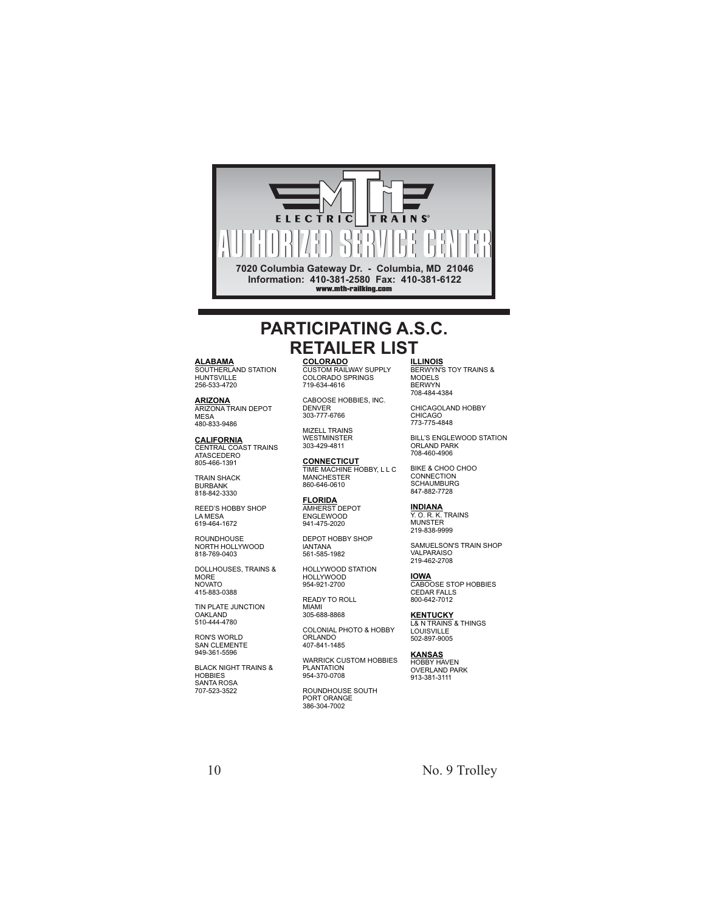MTH ELECTRIC TRAINS®

# AUTHORIZED SERVICE CENTER

**7020 Columbia Gateway Dr. - Columbia, MD 21046**
**Information: 410-381-2580 Fax: 410-381-6122**
**www.mth-railking.com**

## PARTICIPATING A.S.C. RETAILER LIST

**ALABAMA**
SOUTHERLAND STATION
HUNTSVILLE
256-533-4720

**ARIZONA**
ARIZONA TRAIN DEPOT
MESA
480-833-9486

**CALIFORNIA**
CENTRAL COAST TRAINS
ATASCEDERO
805-466-1391

TRAIN SHACK
BURBANK
818-842-3330

REED'S HOBBY SHOP
LA MESA
619-464-1672

ROUNDHOUSE
NORTH HOLLYWOOD
818-769-0403

DOLLHOUSES, TRAINS & MORE
NOVATO
415-883-0388

TIN PLATE JUNCTION
OAKLAND
510-444-4780

RON'S WORLD
SAN CLEMENTE
949-361-5596

BLACK NIGHT TRAINS & HOBBIES
SANTA ROSA
707-523-3522

**COLORADO**
CUSTOM RAILWAY SUPPLY
COLORADO SPRINGS
719-634-4616

CABOOSE HOBBIES, INC.
DENVER
303-777-6766

MIZELL TRAINS
WESTMINSTER
303-429-4811

**CONNECTICUT**
TIME MACHINE HOBBY, L L C
MANCHESTER
860-646-0610

**FLORIDA**
AMHERST DEPOT
ENGLEWOOD
941-475-2020

DEPOT HOBBY SHOP
IANTANA
561-585-1982

HOLLYWOOD STATION
HOLLYWOOD
954-921-2700

READY TO ROLL
MIAMI
305-688-8868

COLONIAL PHOTO & HOBBY
ORLANDO
407-841-1485

WARRICK CUSTOM HOBBIES
PLANTATION
954-370-0708

ROUNDHOUSE SOUTH
PORT ORANGE
386-304-7002

**ILLINOIS**
BERWYN'S TOY TRAINS & MODELS
BERWYN
708-484-4384

CHICAGOLAND HOBBY
CHICAGO
773-775-4848

BILL'S ENGLEWOOD STATION
ORLAND PARK
708-460-4906

BIKE & CHOO CHOO CONNECTION
SCHAUMBURG
847-882-7728

**INDIANA**
Y. O. R. K. TRAINS
MUNSTER
219-838-9999

SAMUELSON'S TRAIN SHOP
VALPARAISO
219-462-2708

**IOWA**
CABOOSE STOP HOBBIES
CEDAR FALLS
800-642-7012

**KENTUCKY**
L& N TRAINS & THINGS
LOUISVILLE
502-897-9005

**KANSAS**
HOBBY HAVEN
OVERLAND PARK
913-381-3111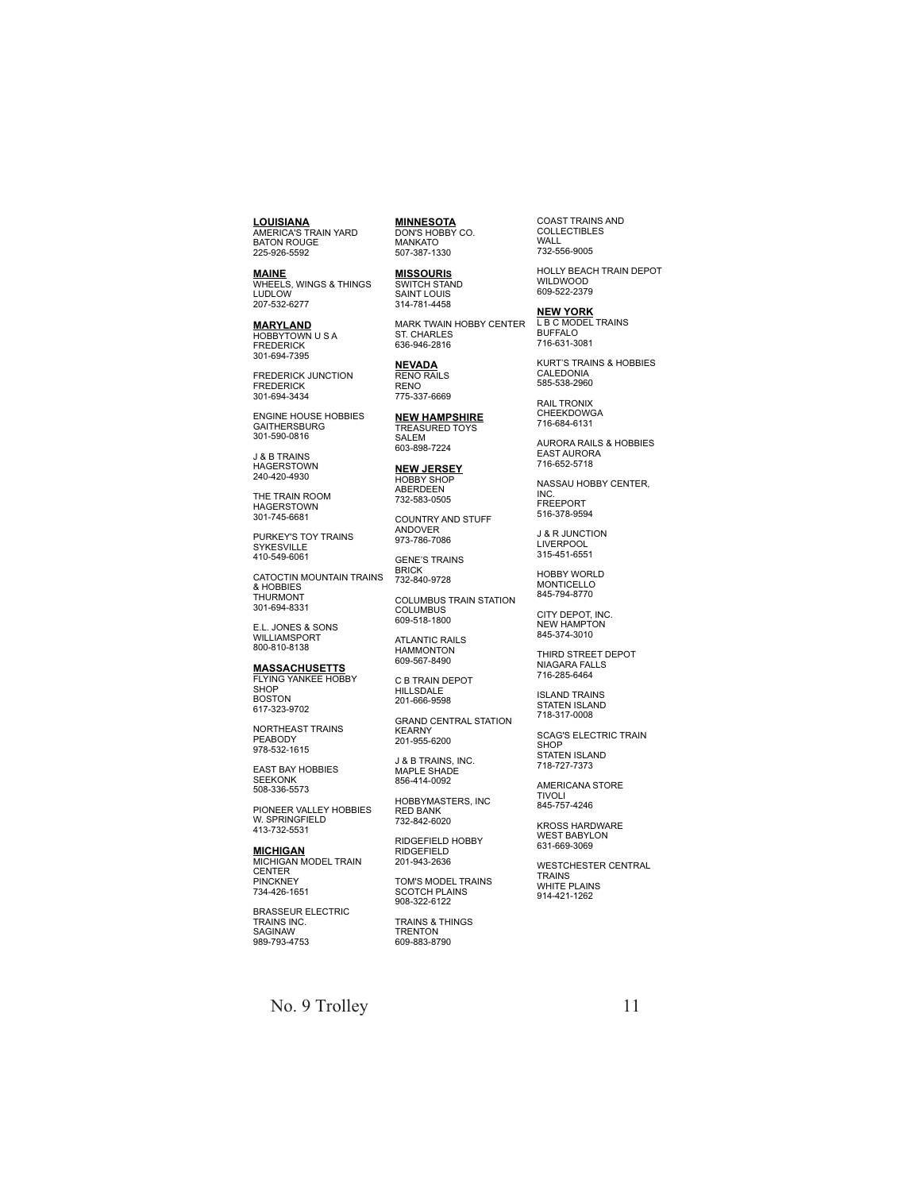## LOUISIANA

AMERICA'S TRAIN YARD
BATON ROUGE
225-926-5592

## MAINE

WHEELS, WINGS & THINGS
LUDLOW
207-532-6277

## MARYLAND

HOBBYTOWN U S A
FREDERICK
301-694-7395

FREDERICK JUNCTION
FREDERICK
301-694-3434

ENGINE HOUSE HOBBIES
GAITHERSBURG
301-590-0816

J & B TRAINS
HAGERSTOWN
240-420-4930

THE TRAIN ROOM
HAGERSTOWN
301-745-6681

PURKEY'S TOY TRAINS
SYKESVILLE
410-549-6061

CATOCTIN MOUNTAIN TRAINS & HOBBIES
THURMONT
301-694-8331

E.L. JONES & SONS
WILLIAMSPORT
800-810-8138

## MASSACHUSETTS

FLYING YANKEE HOBBY SHOP
BOSTON
617-323-9702

NORTHEAST TRAINS
PEABODY
978-532-1615

EAST BAY HOBBIES
SEEKONK
508-336-5573

PIONEER VALLEY HOBBIES
W. SPRINGFIELD
413-732-5531

## MICHIGAN

MICHIGAN MODEL TRAIN CENTER
PINCKNEY
734-426-1651

BRASSEUR ELECTRIC TRAINS INC.
SAGINAW
989-793-4753

## MINNESOTA

DON'S HOBBY CO.
MANKATO
507-387-1330

## MISSOURIs

SWITCH STAND
SAINT LOUIS
314-781-4458

MARK TWAIN HOBBY CENTER
ST. CHARLES
636-946-2816

## NEVADA

RENO RAILS
RENO
775-337-6669

## NEW HAMPSHIRE

TREASURED TOYS
SALEM
603-898-7224

## NEW JERSEY

HOBBY SHOP
ABERDEEN
732-583-0505

COUNTRY AND STUFF
ANDOVER
973-786-7086

GENE'S TRAINS
BRICK
732-840-9728

COLUMBUS TRAIN STATION
COLUMBUS
609-518-1800

ATLANTIC RAILS
HAMMONTON
609-567-8490

C B TRAIN DEPOT
HILLSDALE
201-666-9598

GRAND CENTRAL STATION
KEARNY
201-955-6200

J & B TRAINS, INC.
MAPLE SHADE
856-414-0092

HOBBYMASTERS, INC
RED BANK
732-842-6020

RIDGEFIELD HOBBY
RIDGEFIELD
201-943-2636

TOM'S MODEL TRAINS
SCOTCH PLAINS
908-322-6122

TRAINS & THINGS
TRENTON
609-883-8790

COAST TRAINS AND COLLECTIBLES
WALL
732-556-9005

HOLLY BEACH TRAIN DEPOT
WILDWOOD
609-522-2379

## NEW YORK

L B C MODEL TRAINS
BUFFALO
716-631-3081

KURT'S TRAINS & HOBBIES
CALEDONIA
585-538-2960

RAIL TRONIX
CHEEKDOWGA
716-684-6131

AURORA RAILS & HOBBIES
EAST AURORA
716-652-5718

NASSAU HOBBY CENTER, INC.
FREEPORT
516-378-9594

J & R JUNCTION
LIVERPOOL
315-451-6551

HOBBY WORLD
MONTICELLO
845-794-8770

CITY DEPOT, INC.
NEW HAMPTON
845-374-3010

THIRD STREET DEPOT
NIAGARA FALLS
716-285-6464

ISLAND TRAINS
STATEN ISLAND
718-317-0008

SCAG'S ELECTRIC TRAIN SHOP
STATEN ISLAND
718-727-7373

AMERICANA STORE
TIVOLI
845-757-4246

KROSS HARDWARE
WEST BABYLON
631-669-3069

WESTCHESTER CENTRAL TRAINS
WHITE PLAINS
914-421-1262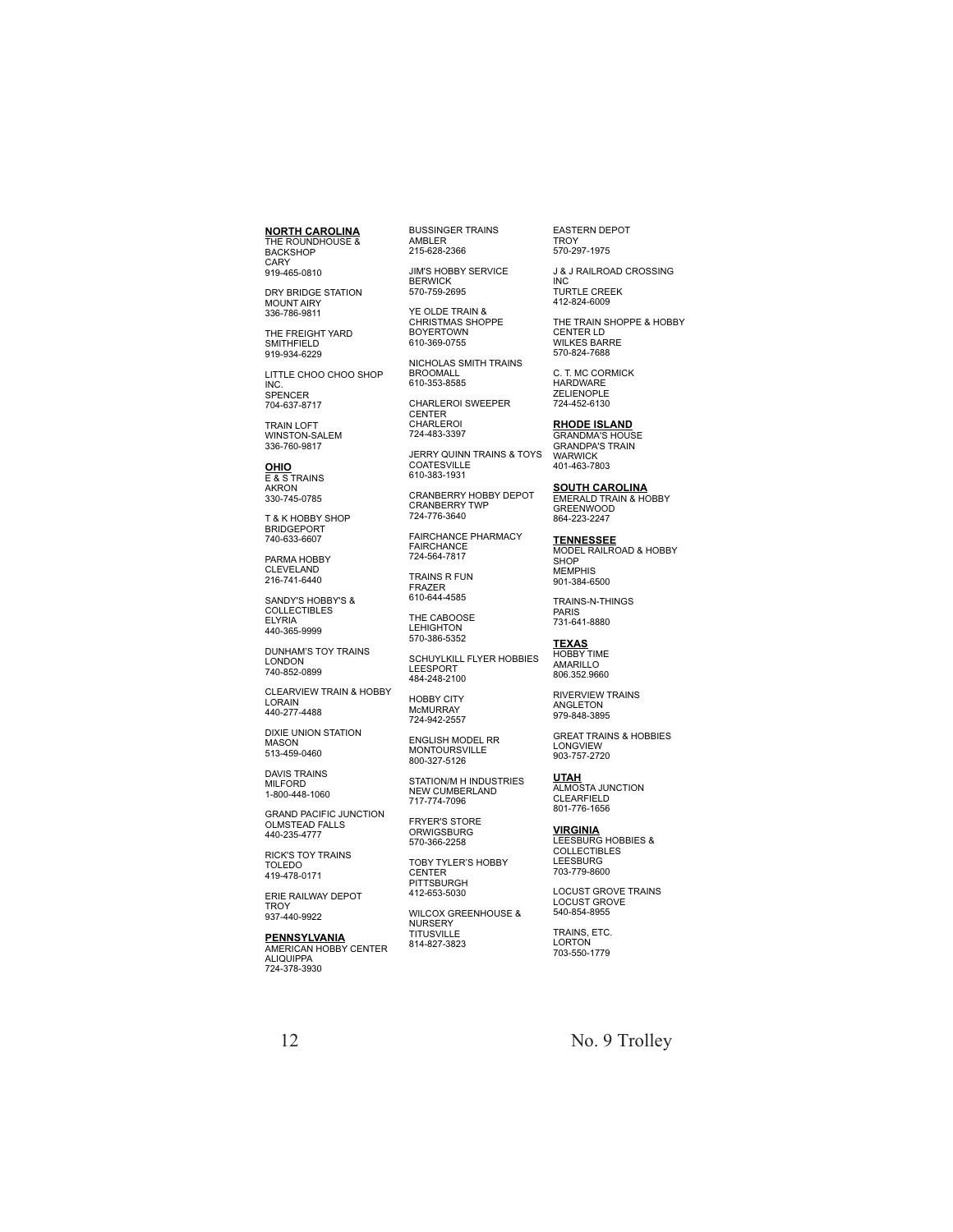## NORTH CAROLINA

THE ROUNDHOUSE & BACKSHOP
CARY
919-465-0810

DRY BRIDGE STATION
MOUNT AIRY
336-786-9811

THE FREIGHT YARD
SMITHFIELD
919-934-6229

LITTLE CHOO CHOO SHOP INC.
SPENCER
704-637-8717

TRAIN LOFT
WINSTON-SALEM
336-760-9817

## OHIO

E & S TRAINS
AKRON
330-745-0785

T & K HOBBY SHOP
BRIDGEPORT
740-633-6607

PARMA HOBBY
CLEVELAND
216-741-6440

SANDY'S HOBBY'S & COLLECTIBLES
ELYRIA
440-365-9999

DUNHAM'S TOY TRAINS
LONDON
740-852-0899

CLEARVIEW TRAIN & HOBBY
LORAIN
440-277-4488

DIXIE UNION STATION
MASON
513-459-0460

DAVIS TRAINS
MILFORD
1-800-448-1060

GRAND PACIFIC JUNCTION
OLMSTEAD FALLS
440-235-4777

RICK'S TOY TRAINS
TOLEDO
419-478-0171

ERIE RAILWAY DEPOT
TROY
937-440-9922

## PENNSYLVANIA

AMERICAN HOBBY CENTER
ALIQUIPPA
724-378-3930

BUSSINGER TRAINS
AMBLER
215-628-2366

JIM'S HOBBY SERVICE
BERWICK
570-759-2695

YE OLDE TRAIN & CHRISTMAS SHOPPE
BOYERTOWN
610-369-0755

NICHOLAS SMITH TRAINS
BROOMALL
610-353-8585

CHARLEROI SWEEPER CENTER
CHARLEROI
724-483-3397

JERRY QUINN TRAINS & TOYS
COATESVILLE
610-383-1931

CRANBERRY HOBBY DEPOT
CRANBERRY TWP
724-776-3640

FAIRCHANCE PHARMACY
FAIRCHANCE
724-564-7817

TRAINS R FUN
FRAZER
610-644-4585

THE CABOOSE
LEHIGHTON
570-386-5352

SCHUYLKILL FLYER HOBBIES
LEESPORT
484-248-2100

HOBBY CITY
McMURRAY
724-942-2557

ENGLISH MODEL RR
MONTOURSVILLE
800-327-5126

STATION/M H INDUSTRIES
NEW CUMBERLAND
717-774-7096

FRYER'S STORE
ORWIGSBURG
570-366-2258

TOBY TYLER'S HOBBY CENTER
PITTSBURGH
412-653-5030

WILCOX GREENHOUSE & NURSERY
TITUSVILLE
814-827-3823

EASTERN DEPOT
TROY
570-297-1975

J & J RAILROAD CROSSING INC
TURTLE CREEK
412-824-6009

THE TRAIN SHOPPE & HOBBY CENTER LD
WILKES BARRE
570-824-7688

C. T. MC CORMICK HARDWARE
ZELIENOPLE
724-452-6130

## RHODE ISLAND

GRANDMA'S HOUSE GRANDPA'S TRAIN
WARWICK
401-463-7803

## SOUTH CAROLINA

EMERALD TRAIN & HOBBY
GREENWOOD
864-223-2247

## TENNESSEE

MODEL RAILROAD & HOBBY SHOP
MEMPHIS
901-384-6500

TRAINS-N-THINGS
PARIS
731-641-8880

## TEXAS

HOBBY TIME
AMARILLO
806.352.9660

RIVERVIEW TRAINS
ANGLETON
979-848-3895

GREAT TRAINS & HOBBIES
LONGVIEW
903-757-2720

## UTAH

ALMOSTA JUNCTION
CLEARFIELD
801-776-1656

## VIRGINIA

LEESBURG HOBBIES & COLLECTIBLES
LEESBURG
703-779-8600

LOCUST GROVE TRAINS
LOCUST GROVE
540-854-8955

TRAINS, ETC.
LORTON
703-550-1779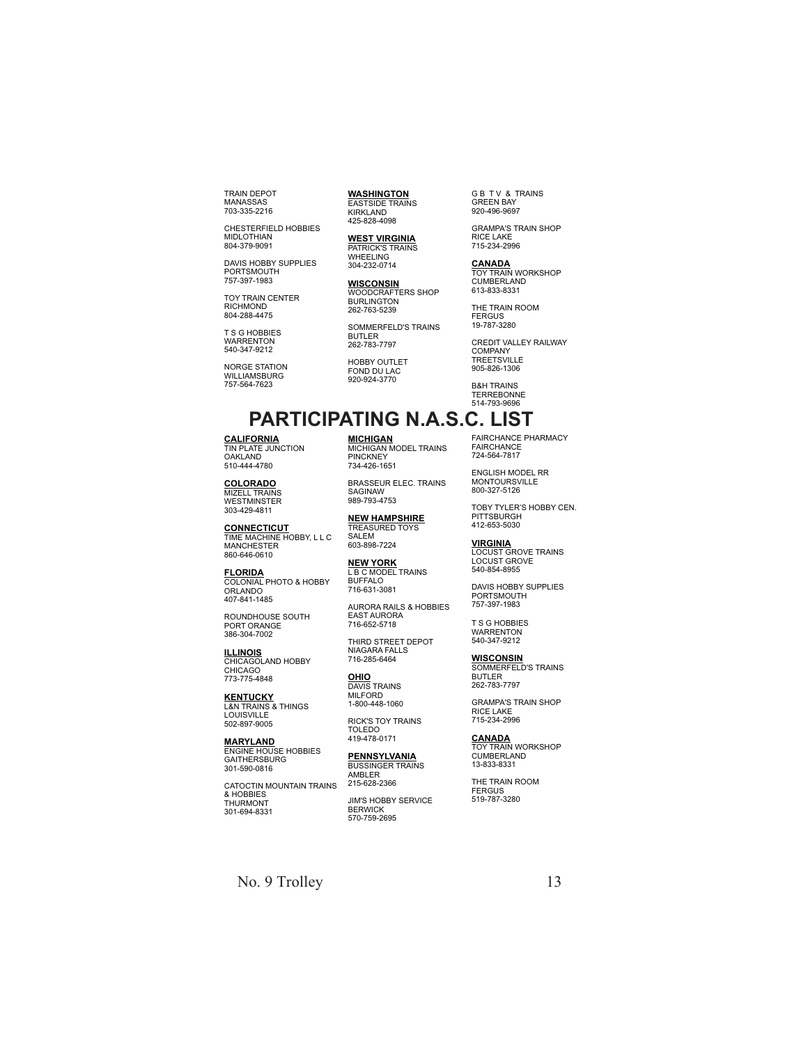TRAIN DEPOT
MANASSAS
703-335-2216

CHESTERFIELD HOBBIES
MIDLOTHIAN
804-379-9091

DAVIS HOBBY SUPPLIES
PORTSMOUTH
757-397-1983

TOY TRAIN CENTER
RICHMOND
804-288-4475

T S G HOBBIES
WARRENTON
540-347-9212

NORGE STATION
WILLIAMSBURG
757-564-7623

**WASHINGTON**
EASTSIDE TRAINS
KIRKLAND
425-828-4098

**WEST VIRGINIA**
PATRICK'S TRAINS
WHEELING
304-232-0714

**WISCONSIN**
WOODCRAFTERS SHOP
BURLINGTON
262-763-5239

SOMMERFELD'S TRAINS
BUTLER
262-783-7797

HOBBY OUTLET
FOND DU LAC
920-924-3770

G B T V & TRAINS
GREEN BAY
920-496-9697

GRAMPA'S TRAIN SHOP
RICE LAKE
715-234-2996

**CANADA**
TOY TRAIN WORKSHOP
CUMBERLAND
613-833-8331

THE TRAIN ROOM
FERGUS
19-787-3280

CREDIT VALLEY RAILWAY COMPANY
TREETSVILLE
905-826-1306

B&H TRAINS
TERREBONNE
514-793-9696

# PARTICIPATING N.A.S.C. LIST

**CALIFORNIA**
TIN PLATE JUNCTION
OAKLAND
510-444-4780

**COLORADO**
MIZELL TRAINS
WESTMINSTER
303-429-4811

**CONNECTICUT**
TIME MACHINE HOBBY, L L C
MANCHESTER
860-646-0610

**FLORIDA**
COLONIAL PHOTO & HOBBY
ORLANDO
407-841-1485

ROUNDHOUSE SOUTH
PORT ORANGE
386-304-7002

**ILLINOIS**
CHICAGOLAND HOBBY
CHICAGO
773-775-4848

**KENTUCKY**
L&N TRAINS & THINGS
LOUISVILLE
502-897-9005

**MARYLAND**
ENGINE HOUSE HOBBIES
GAITHERSBURG
301-590-0816

CATOCTIN MOUNTAIN TRAINS & HOBBIES
THURMONT
301-694-8331

**MICHIGAN**
MICHIGAN MODEL TRAINS
PINCKNEY
734-426-1651

BRASSEUR ELEC. TRAINS
SAGINAW
989-793-4753

**NEW HAMPSHIRE**
TREASURED TOYS
SALEM
603-898-7224

**NEW YORK**
L B C MODEL TRAINS
BUFFALO
716-631-3081

AURORA RAILS & HOBBIES
EAST AURORA
716-652-5718

THIRD STREET DEPOT
NIAGARA FALLS
716-285-6464

**OHIO**
DAVIS TRAINS
MILFORD
1-800-448-1060

RICK'S TOY TRAINS
TOLEDO
419-478-0171

**PENNSYLVANIA**
BUSSINGER TRAINS
AMBLER
215-628-2366

JIM'S HOBBY SERVICE
BERWICK
570-759-2695

FAIRCHANCE PHARMACY
FAIRCHANCE
724-564-7817

ENGLISH MODEL RR
MONTOURSVILLE
800-327-5126

TOBY TYLER'S HOBBY CEN.
PITTSBURGH
412-653-5030

**VIRGINIA**
LOCUST GROVE TRAINS
LOCUST GROVE
540-854-8955

DAVIS HOBBY SUPPLIES
PORTSMOUTH
757-397-1983

T S G HOBBIES
WARRENTON
540-347-9212

**WISCONSIN**
SOMMERFELD'S TRAINS
BUTLER
262-783-7797

GRAMPA'S TRAIN SHOP
RICE LAKE
715-234-2996

**CANADA**
TOY TRAIN WORKSHOP
CUMBERLAND
13-833-8331

THE TRAIN ROOM
FERGUS
519-787-3280